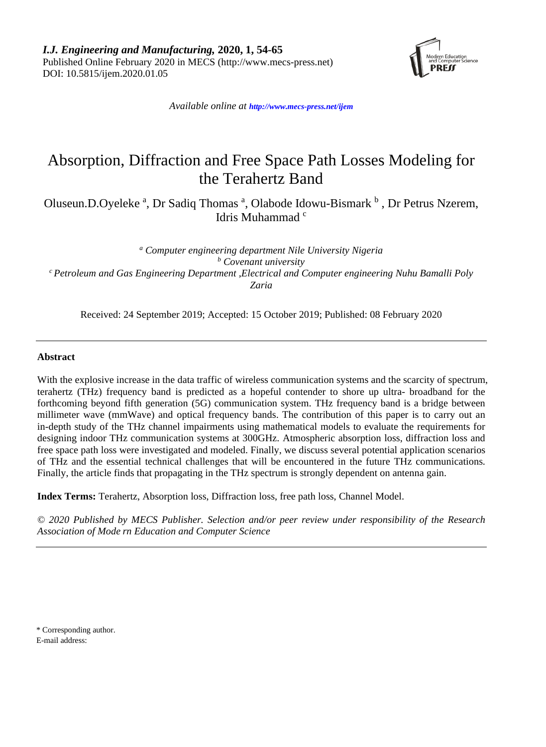*I.J. Engineering and Manufacturing,* **2020, 1, 54-65**
Published Online February 2020 in MECS (http://www.mecs-press.net)
DOI: 10.5815/ijem.2020.01.05

*Available online at http://www.mecs-press.net/ijem*

# Absorption, Diffraction and Free Space Path Losses Modeling for the Terahertz Band

Oluseun.D.Oyeleke [a], Dr Sadiq Thomas [a], Olabode Idowu-Bismark [b] , Dr Petrus Nzerem, Idris Muhammad [c]

[a] *Computer engineering department Nile University Nigeria*
[b] *Covenant university*
[c] *Petroleum and Gas Engineering Department ,Electrical and Computer engineering Nuhu Bamalli Poly Zaria*

Received: 24 September 2019; Accepted: 15 October 2019; Published: 08 February 2020

---

**Abstract**

With the explosive increase in the data traffic of wireless communication systems and the scarcity of spectrum, terahertz (THz) frequency band is predicted as a hopeful contender to shore up ultra- broadband for the forthcoming beyond fifth generation (5G) communication system. THz frequency band is a bridge between millimeter wave (mmWave) and optical frequency bands. The contribution of this paper is to carry out an in-depth study of the THz channel impairments using mathematical models to evaluate the requirements for designing indoor THz communication systems at 300GHz. Atmospheric absorption loss, diffraction loss and free space path loss were investigated and modeled. Finally, we discuss several potential application scenarios of THz and the essential technical challenges that will be encountered in the future THz communications. Finally, the article finds that propagating in the THz spectrum is strongly dependent on antenna gain.

**Index Terms:** Terahertz, Absorption loss, Diffraction loss, free path loss, Channel Model.

*© 2020 Published by MECS Publisher. Selection and/or peer review under responsibility of the Research Association of Mode rn Education and Computer Science*

---

\* Corresponding author.
E-mail address: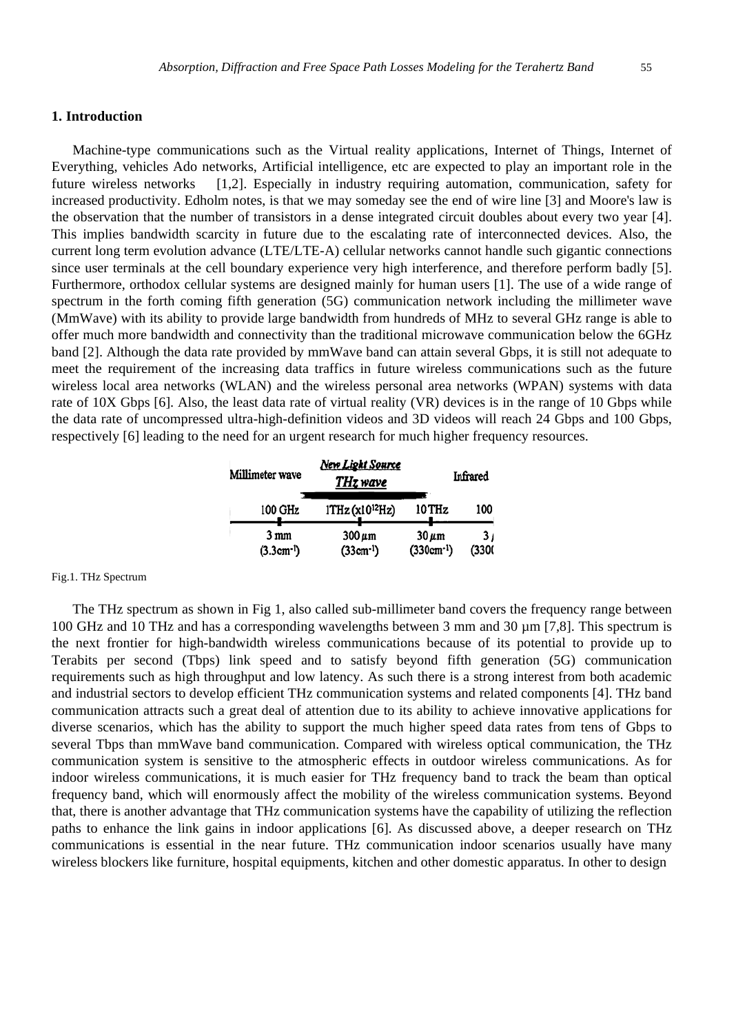## 1. Introduction

Machine-type communications such as the Virtual reality applications, Internet of Things, Internet of Everything, vehicles Ado networks, Artificial intelligence, etc are expected to play an important role in the future wireless networks [1,2]. Especially in industry requiring automation, communication, safety for increased productivity. Edholm notes, is that we may someday see the end of wire line [3] and Moore's law is the observation that the number of transistors in a dense integrated circuit doubles about every two year [4]. This implies bandwidth scarcity in future due to the escalating rate of interconnected devices. Also, the current long term evolution advance (LTE/LTE-A) cellular networks cannot handle such gigantic connections since user terminals at the cell boundary experience very high interference, and therefore perform badly [5]. Furthermore, orthodox cellular systems are designed mainly for human users [1]. The use of a wide range of spectrum in the forth coming fifth generation (5G) communication network including the millimeter wave (MmWave) with its ability to provide large bandwidth from hundreds of MHz to several GHz range is able to offer much more bandwidth and connectivity than the traditional microwave communication below the 6GHz band [2]. Although the data rate provided by mmWave band can attain several Gbps, it is still not adequate to meet the requirement of the increasing data traffics in future wireless communications such as the future wireless local area networks (WLAN) and the wireless personal area networks (WPAN) systems with data rate of 10X Gbps [6]. Also, the least data rate of virtual reality (VR) devices is in the range of 10 Gbps while the data rate of uncompressed ultra-high-definition videos and 3D videos will reach 24 Gbps and 100 Gbps, respectively [6] leading to the need for an urgent research for much higher frequency resources.

| Millimeter wave | *New Light Source* *THz wave* | | Infrared |
|---|---|---|---|
| 100 GHz | 1THz ($x10^{12}$Hz) | 10 THz | 100 |
| 3 mm ($3.3cm^{-1}$) | 300 $\mu m$ ($33cm^{-1}$) | 30 $\mu m$ ($330cm^{-1}$) | 3 ($330$ |

Fig.1. THz Spectrum

The THz spectrum as shown in Fig 1, also called sub-millimeter band covers the frequency range between 100 GHz and 10 THz and has a corresponding wavelengths between 3 mm and 30 µm [7,8]. This spectrum is the next frontier for high-bandwidth wireless communications because of its potential to provide up to Terabits per second (Tbps) link speed and to satisfy beyond fifth generation (5G) communication requirements such as high throughput and low latency. As such there is a strong interest from both academic and industrial sectors to develop efficient THz communication systems and related components [4]. THz band communication attracts such a great deal of attention due to its ability to achieve innovative applications for diverse scenarios, which has the ability to support the much higher speed data rates from tens of Gbps to several Tbps than mmWave band communication. Compared with wireless optical communication, the THz communication system is sensitive to the atmospheric effects in outdoor wireless communications. As for indoor wireless communications, it is much easier for THz frequency band to track the beam than optical frequency band, which will enormously affect the mobility of the wireless communication systems. Beyond that, there is another advantage that THz communication systems have the capability of utilizing the reflection paths to enhance the link gains in indoor applications [6]. As discussed above, a deeper research on THz communications is essential in the near future. THz communication indoor scenarios usually have many wireless blockers like furniture, hospital equipments, kitchen and other domestic apparatus. In other to design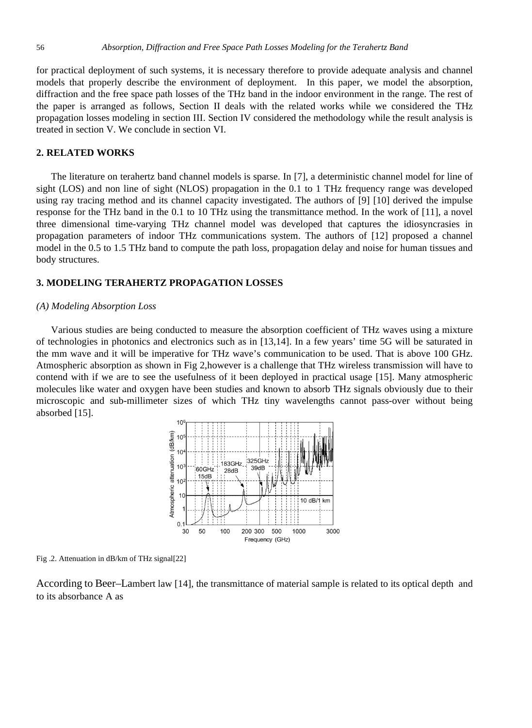for practical deployment of such systems, it is necessary therefore to provide adequate analysis and channel models that properly describe the environment of deployment. In this paper, we model the absorption, diffraction and the free space path losses of the THz band in the indoor environment in the range. The rest of the paper is arranged as follows, Section II deals with the related works while we considered the THz propagation losses modeling in section III. Section IV considered the methodology while the result analysis is treated in section V. We conclude in section VI.

## 2. RELATED WORKS

The literature on terahertz band channel models is sparse. In [7], a deterministic channel model for line of sight (LOS) and non line of sight (NLOS) propagation in the 0.1 to 1 THz frequency range was developed using ray tracing method and its channel capacity investigated. The authors of [9] [10] derived the impulse response for the THz band in the 0.1 to 10 THz using the transmittance method. In the work of [11], a novel three dimensional time-varying THz channel model was developed that captures the idiosyncrasies in propagation parameters of indoor THz communications system. The authors of [12] proposed a channel model in the 0.5 to 1.5 THz band to compute the path loss, propagation delay and noise for human tissues and body structures.

## 3. MODELING TERAHERTZ PROPAGATION LOSSES

### *(A) Modeling Absorption Loss*

Various studies are being conducted to measure the absorption coefficient of THz waves using a mixture of technologies in photonics and electronics such as in [13,14]. In a few years' time 5G will be saturated in the mm wave and it will be imperative for THz wave's communication to be used. That is above 100 GHz. Atmospheric absorption as shown in Fig 2,however is a challenge that THz wireless transmission will have to contend with if we are to see the usefulness of it been deployed in practical usage [15]. Many atmospheric molecules like water and oxygen have been studies and known to absorb THz signals obviously due to their microscopic and sub-millimeter sizes of which THz tiny wavelengths cannot pass-over without being absorbed [15].

Fig .2. Attenuation in dB/km of THz signal[22]

According to Beer–Lambert law [14], the transmittance of material sample is related to its optical depth and to its absorbance A as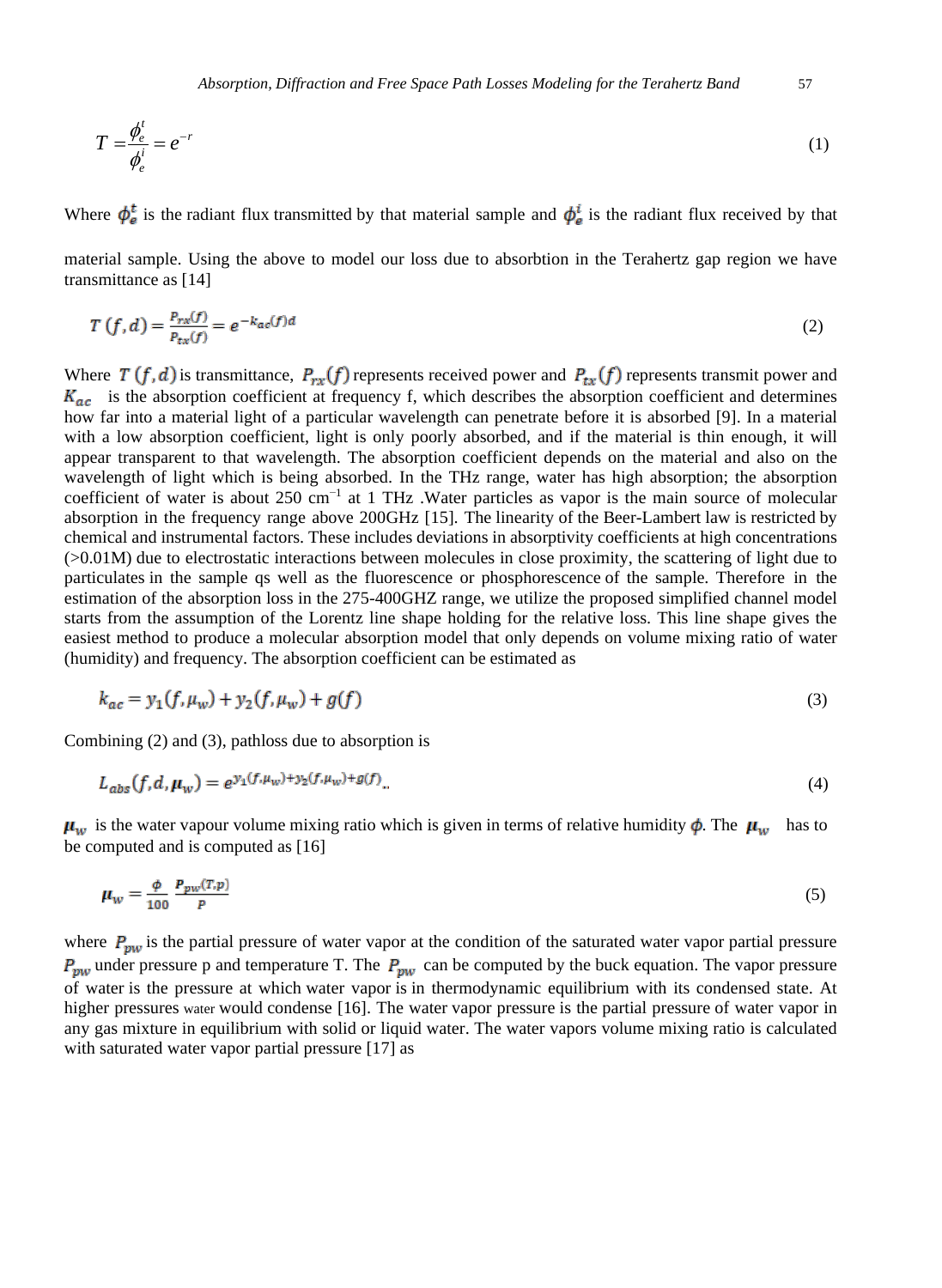$$T = \frac{\phi_e^t}{\phi_e^i} = e^{-r} \tag{1}$$

Where $\phi_e^t$ is the radiant flux transmitted by that material sample and $\phi_e^i$ is the radiant flux received by that material sample. Using the above to model our loss due to absorbtion in the Terahertz gap region we have transmittance as [14]

$$T(f,d) = \frac{P_{rx}(f)}{P_{tx}(f)} = e^{-k_{ac}(f)d} \tag{2}$$

Where $T(f,d)$ is transmittance, $P_{rx}(f)$ represents received power and $P_{tx}(f)$ represents transmit power and $K_{ac}$ is the absorption coefficient at frequency f, which describes the absorption coefficient and determines how far into a material light of a particular wavelength can penetrate before it is absorbed [9]. In a material with a low absorption coefficient, light is only poorly absorbed, and if the material is thin enough, it will appear transparent to that wavelength. The absorption coefficient depends on the material and also on the wavelength of light which is being absorbed. In the THz range, water has high absorption; the absorption coefficient of water is about 250 $cm^{-1}$ at 1 THz .Water particles as vapor is the main source of molecular absorption in the frequency range above 200GHz [15]. The linearity of the Beer-Lambert law is restricted by chemical and instrumental factors. These includes deviations in absorptivity coefficients at high concentrations (>0.01M) due to electrostatic interactions between molecules in close proximity, the scattering of light due to particulates in the sample qs well as the fluorescence or phosphorescence of the sample. Therefore in the estimation of the absorption loss in the 275-400GHZ range, we utilize the proposed simplified channel model starts from the assumption of the Lorentz line shape holding for the relative loss. This line shape gives the easiest method to produce a molecular absorption model that only depends on volume mixing ratio of water (humidity) and frequency. The absorption coefficient can be estimated as

$$k_{ac} = y_1(f,\mu_w) + y_2(f,\mu_w) + g(f) \tag{3}$$

Combining (2) and (3), pathloss due to absorption is

$$L_{abs}(f,d,\mu_w) = e^{y_1(f,\mu_w)+y_2(f,\mu_w)+g(f)} \tag{4}$$

$\mu_w$ is the water vapour volume mixing ratio which is given in terms of relative humidity $\phi$. The $\mu_w$ has to be computed and is computed as [16]

$$\mu_w = \frac{\phi}{100} \frac{P_{pw}(T,p)}{P} \tag{5}$$

where $P_{pw}$ is the partial pressure of water vapor at the condition of the saturated water vapor partial pressure $P_{pw}$ under pressure p and temperature T. The $P_{pw}$ can be computed by the buck equation. The vapor pressure of water is the pressure at which water vapor is in thermodynamic equilibrium with its condensed state. At higher pressures water would condense [16]. The water vapor pressure is the partial pressure of water vapor in any gas mixture in equilibrium with solid or liquid water. The water vapors volume mixing ratio is calculated with saturated water vapor partial pressure [17] as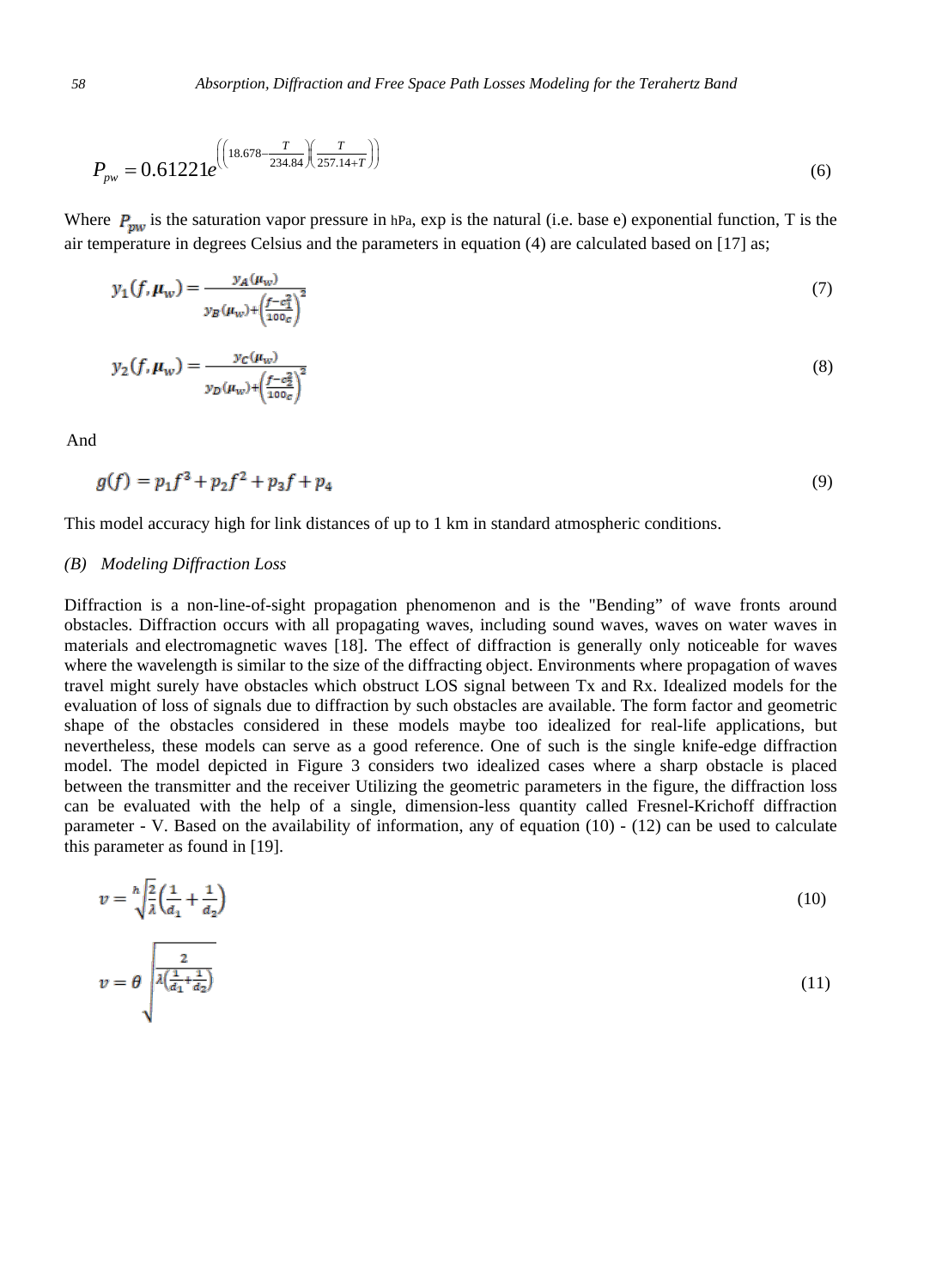$$P_{pw} = 0.61221e^{\left(\left(18.678 - \frac{T}{234.84}\right)\left(\frac{T}{257.14+T}\right)\right)} \tag{6}$$

Where $P_{pw}$ is the saturation vapor pressure in hPa, exp is the natural (i.e. base e) exponential function, T is the air temperature in degrees Celsius and the parameters in equation (4) are calculated based on [17] as;

$$y_1(f, \mu_w) = \frac{y_A(\mu_w)}{y_B(\mu_w) + \left(\frac{f - c_1^2}{100c}\right)^2} \tag{7}$$

$$y_2(f, \mu_w) = \frac{y_C(\mu_w)}{y_D(\mu_w) + \left(\frac{f - c_2^2}{100c}\right)^2} \tag{8}$$

And

$$g(f) = p_1 f^3 + p_2 f^2 + p_3 f + p_4 \tag{9}$$

This model accuracy high for link distances of up to 1 km in standard atmospheric conditions.

### *(B) Modeling Diffraction Loss*

Diffraction is a non-line-of-sight propagation phenomenon and is the "Bending" of wave fronts around obstacles. Diffraction occurs with all propagating waves, including sound waves, waves on water waves in materials and electromagnetic waves [18]. The effect of diffraction is generally only noticeable for waves where the wavelength is similar to the size of the diffracting object. Environments where propagation of waves travel might surely have obstacles which obstruct LOS signal between Tx and Rx. Idealized models for the evaluation of loss of signals due to diffraction by such obstacles are available. The form factor and geometric shape of the obstacles considered in these models maybe too idealized for real-life applications, but nevertheless, these models can serve as a good reference. One of such is the single knife-edge diffraction model. The model depicted in Figure 3 considers two idealized cases where a sharp obstacle is placed between the transmitter and the receiver Utilizing the geometric parameters in the figure, the diffraction loss can be evaluated with the help of a single, dimension-less quantity called Fresnel-Krichoff diffraction parameter - V. Based on the availability of information, any of equation (10) - (12) can be used to calculate this parameter as found in [19].

$$v = h\sqrt{\frac{2}{\lambda}\left(\frac{1}{d_1} + \frac{1}{d_2}\right)} \tag{10}$$

$$v = \theta\sqrt{\frac{2}{\lambda\left(\frac{1}{d_1} + \frac{1}{d_2}\right)}} \tag{11}$$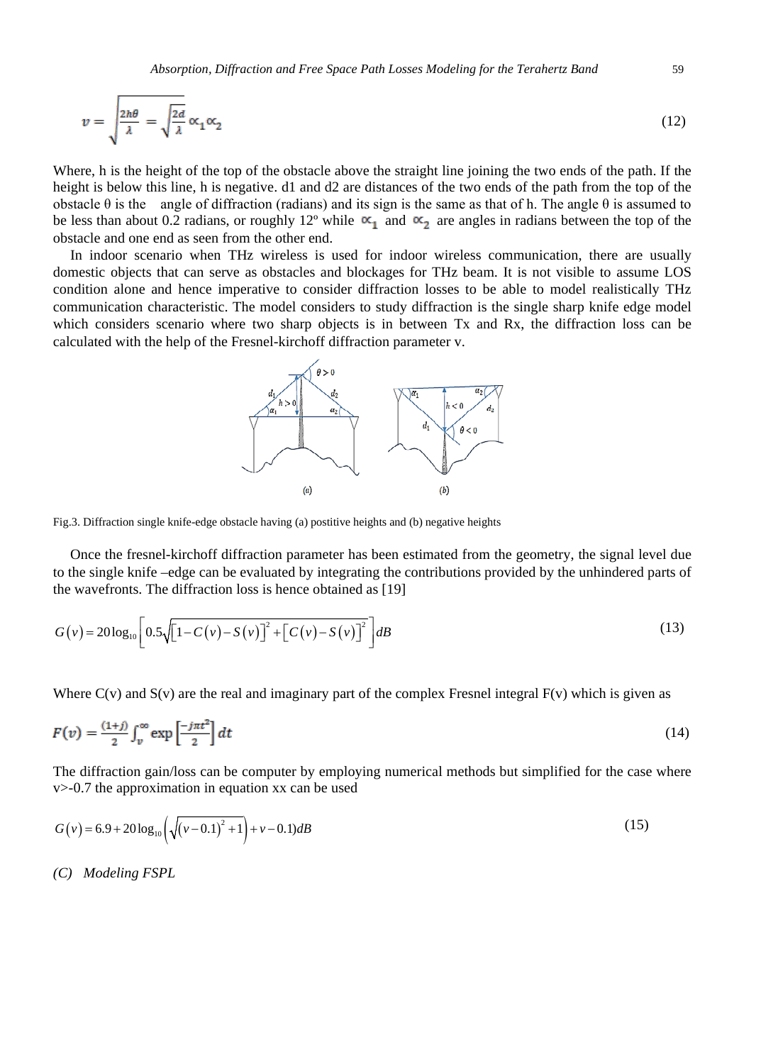$$v = \sqrt{\frac{2h\theta}{\lambda}} = \sqrt{\frac{2d}{\lambda}} \propto_1 \propto_2 \tag{12}$$

Where, h is the height of the top of the obstacle above the straight line joining the two ends of the path. If the height is below this line, h is negative. d1 and d2 are distances of the two ends of the path from the top of the obstacle θ is the angle of diffraction (radians) and its sign is the same as that of h. The angle θ is assumed to be less than about 0.2 radians, or roughly 12º while $\propto_1$ and $\propto_2$ are angles in radians between the top of the obstacle and one end as seen from the other end.

In indoor scenario when THz wireless is used for indoor wireless communication, there are usually domestic objects that can serve as obstacles and blockages for THz beam. It is not visible to assume LOS condition alone and hence imperative to consider diffraction losses to be able to model realistically THz communication characteristic. The model considers to study diffraction is the single sharp knife edge model which considers scenario where two sharp objects is in between Tx and Rx, the diffraction loss can be calculated with the help of the Fresnel-kirchoff diffraction parameter v.

Fig.3. Diffraction single knife-edge obstacle having (a) postitive heights and (b) negative heights

Once the fresnel-kirchoff diffraction parameter has been estimated from the geometry, the signal level due to the single knife –edge can be evaluated by integrating the contributions provided by the unhindered parts of the wavefronts. The diffraction loss is hence obtained as [19]

$$G(v) = 20\log_{10}\left[0.5\sqrt{\left[1 - C(v) - S(v)\right]^2 + \left[C(v) - S(v)\right]^2}\right] dB \tag{13}$$

Where C(v) and S(v) are the real and imaginary part of the complex Fresnel integral F(v) which is given as

$$F(v) = \frac{(1+j)}{2}\int_v^{\infty} \exp\left[\frac{-j\pi t^2}{2}\right] dt \tag{14}$$

The diffraction gain/loss can be computer by employing numerical methods but simplified for the case where v>-0.7 the approximation in equation xx can be used

$$G(v) = 6.9 + 20\log_{10}\left(\sqrt{(v-0.1)^2+1}\right) + v - 0.1)dB \tag{15}$$

*(C) Modeling FSPL*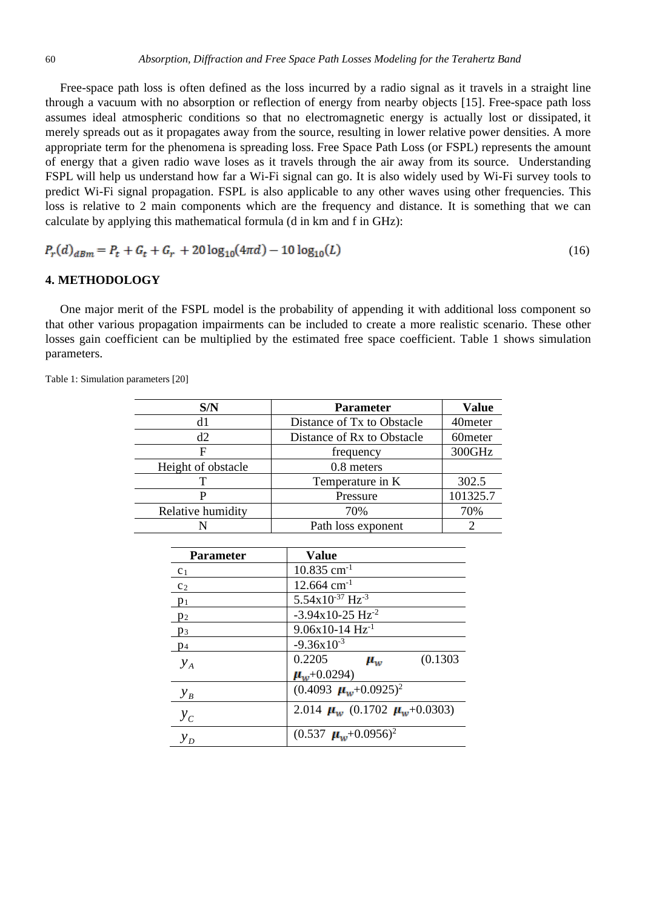Free-space path loss is often defined as the loss incurred by a radio signal as it travels in a straight line through a vacuum with no absorption or reflection of energy from nearby objects [15]. Free-space path loss assumes ideal atmospheric conditions so that no electromagnetic energy is actually lost or dissipated, it merely spreads out as it propagates away from the source, resulting in lower relative power densities. A more appropriate term for the phenomena is spreading loss. Free Space Path Loss (or FSPL) represents the amount of energy that a given radio wave loses as it travels through the air away from its source. Understanding FSPL will help us understand how far a Wi-Fi signal can go. It is also widely used by Wi-Fi survey tools to predict Wi-Fi signal propagation. FSPL is also applicable to any other waves using other frequencies. This loss is relative to 2 main components which are the frequency and distance. It is something that we can calculate by applying this mathematical formula (d in km and f in GHz):

$$P_r(d)_{dBm} = P_t + G_t + G_r + 20\log_{10}(4\pi d) - 10\log_{10}(L) \tag{16}$$

## 4. METHODOLOGY

One major merit of the FSPL model is the probability of appending it with additional loss component so that other various propagation impairments can be included to create a more realistic scenario. These other losses gain coefficient can be multiplied by the estimated free space coefficient. Table 1 shows simulation parameters.

Table 1: Simulation parameters [20]

| S/N | Parameter | Value |
|---|---|---|
| d1 | Distance of Tx to Obstacle | 40meter |
| d2 | Distance of Rx to Obstacle | 60meter |
| F | frequency | 300GHz |
| Height of obstacle | 0.8 meters | |
| T | Temperature in K | 302.5 |
| P | Pressure | 101325.7 |
| Relative humidity | 70% | 70% |
| N | Path loss exponent | 2 |

| Parameter | Value |
|---|---|
| $c_1$ | 10.835 $cm^{-1}$ |
| $c_2$ | 12.664 $cm^{-1}$ |
| $p_1$ | $5.54\text{x}10^{-37}$ $Hz^{-3}$ |
| $p_2$ | -3.94x10-25 $Hz^{-2}$ |
| $p_3$ | 9.06x10-14 $Hz^{-1}$ |
| $p_4$ | $-9.36\text{x}10^{-3}$ |
| $y_A$ | $0.2205\ \mu_w\ (0.1303\ \mu_w+0.0294)$ |
| $y_B$ | $(0.4093\ \mu_w+0.0925)^2$ |
| $y_C$ | $2.014\ \mu_w\ (0.1702\ \mu_w+0.0303)$ |
| $y_D$ | $(0.537\ \mu_w+0.0956)^2$ |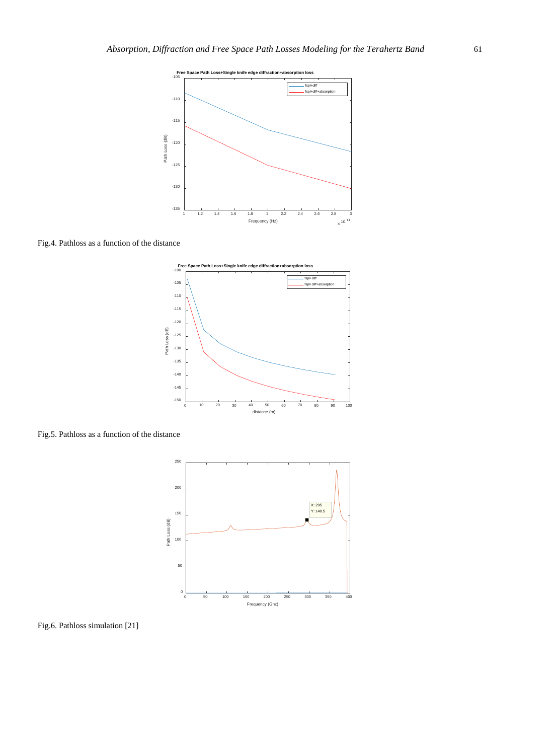Fig.4. Pathloss as a function of the distance

Fig.5. Pathloss as a function of the distance

Fig.6. Pathloss simulation [21]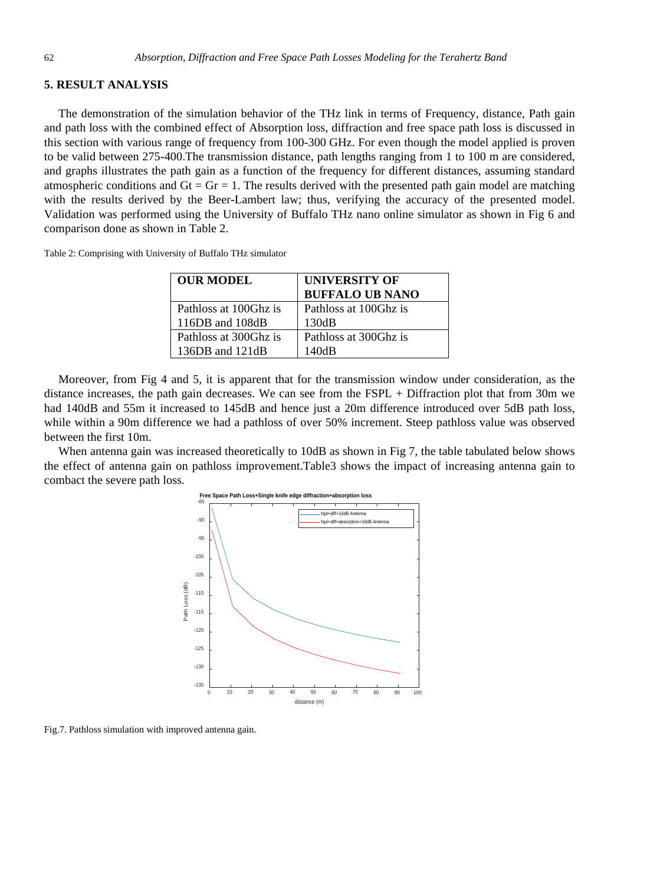## 5. RESULT ANALYSIS

The demonstration of the simulation behavior of the THz link in terms of Frequency, distance, Path gain and path loss with the combined effect of Absorption loss, diffraction and free space path loss is discussed in this section with various range of frequency from 100-300 GHz. For even though the model applied is proven to be valid between 275-400.The transmission distance, path lengths ranging from 1 to 100 m are considered, and graphs illustrates the path gain as a function of the frequency for different distances, assuming standard atmospheric conditions and Gt = Gr = 1. The results derived with the presented path gain model are matching with the results derived by the Beer-Lambert law; thus, verifying the accuracy of the presented model. Validation was performed using the University of Buffalo THz nano online simulator as shown in Fig 6 and comparison done as shown in Table 2.

Table 2: Comprising with University of Buffalo THz simulator

| OUR MODEL | UNIVERSITY OF BUFFALO UB NANO |
|---|---|
| Pathloss at 100Ghz is 116DB and 108dB | Pathloss at 100Ghz is 130dB |
| Pathloss at 300Ghz is 136DB and 121dB | Pathloss at 300Ghz is 140dB |

Moreover, from Fig 4 and 5, it is apparent that for the transmission window under consideration, as the distance increases, the path gain decreases. We can see from the FSPL + Diffraction plot that from 30m we had 140dB and 55m it increased to 145dB and hence just a 20m difference introduced over 5dB path loss, while within a 90m difference we had a pathloss of over 50% increment. Steep pathloss value was observed between the first 10m.

When antenna gain was increased theoretically to 10dB as shown in Fig 7, the table tabulated below shows the effect of antenna gain on pathloss improvement.Table3 shows the impact of increasing antenna gain to combact the severe path loss.

Fig.7. Pathloss simulation with improved antenna gain.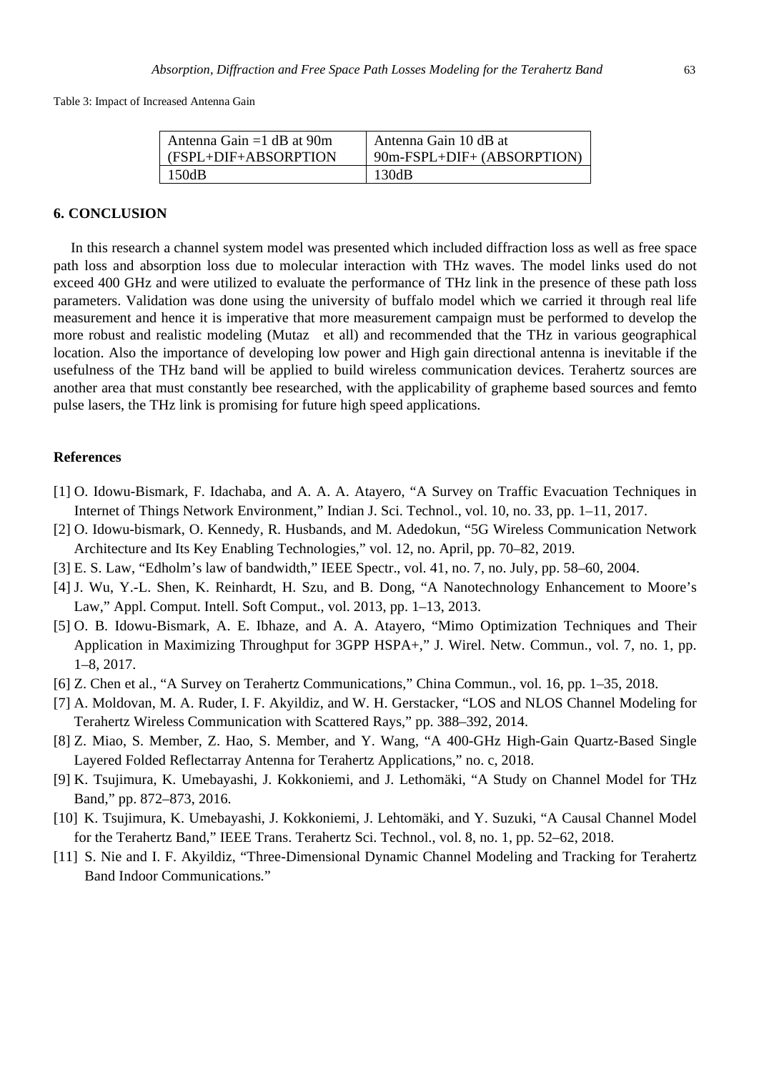Table 3: Impact of Increased Antenna Gain

| Antenna Gain =1 dB at 90m (FSPL+DIF+ABSORPTION | Antenna Gain 10 dB at 90m-FSPL+DIF+ (ABSORPTION) |
|---|---|
| 150dB | 130dB |

## 6. CONCLUSION

In this research a channel system model was presented which included diffraction loss as well as free space path loss and absorption loss due to molecular interaction with THz waves. The model links used do not exceed 400 GHz and were utilized to evaluate the performance of THz link in the presence of these path loss parameters. Validation was done using the university of buffalo model which we carried it through real life measurement and hence it is imperative that more measurement campaign must be performed to develop the more robust and realistic modeling (Mutaz et all) and recommended that the THz in various geographical location. Also the importance of developing low power and High gain directional antenna is inevitable if the usefulness of the THz band will be applied to build wireless communication devices. Terahertz sources are another area that must constantly bee researched, with the applicability of grapheme based sources and femto pulse lasers, the THz link is promising for future high speed applications.

## References

[1] O. Idowu-Bismark, F. Idachaba, and A. A. A. Atayero, "A Survey on Traffic Evacuation Techniques in Internet of Things Network Environment," Indian J. Sci. Technol., vol. 10, no. 33, pp. 1–11, 2017.

[2] O. Idowu-bismark, O. Kennedy, R. Husbands, and M. Adedokun, "5G Wireless Communication Network Architecture and Its Key Enabling Technologies," vol. 12, no. April, pp. 70–82, 2019.

[3] E. S. Law, "Edholm's law of bandwidth," IEEE Spectr., vol. 41, no. 7, no. July, pp. 58–60, 2004.

[4] J. Wu, Y.-L. Shen, K. Reinhardt, H. Szu, and B. Dong, "A Nanotechnology Enhancement to Moore's Law," Appl. Comput. Intell. Soft Comput., vol. 2013, pp. 1–13, 2013.

[5] O. B. Idowu-Bismark, A. E. Ibhaze, and A. A. Atayero, "Mimo Optimization Techniques and Their Application in Maximizing Throughput for 3GPP HSPA+," J. Wirel. Netw. Commun., vol. 7, no. 1, pp. 1–8, 2017.

[6] Z. Chen et al., "A Survey on Terahertz Communications," China Commun., vol. 16, pp. 1–35, 2018.

[7] A. Moldovan, M. A. Ruder, I. F. Akyildiz, and W. H. Gerstacker, "LOS and NLOS Channel Modeling for Terahertz Wireless Communication with Scattered Rays," pp. 388–392, 2014.

[8] Z. Miao, S. Member, Z. Hao, S. Member, and Y. Wang, "A 400-GHz High-Gain Quartz-Based Single Layered Folded Reflectarray Antenna for Terahertz Applications," no. c, 2018.

[9] K. Tsujimura, K. Umebayashi, J. Kokkoniemi, and J. Lethomäki, "A Study on Channel Model for THz Band," pp. 872–873, 2016.

[10] K. Tsujimura, K. Umebayashi, J. Kokkoniemi, J. Lehtomäki, and Y. Suzuki, "A Causal Channel Model for the Terahertz Band," IEEE Trans. Terahertz Sci. Technol., vol. 8, no. 1, pp. 52–62, 2018.

[11] S. Nie and I. F. Akyildiz, "Three-Dimensional Dynamic Channel Modeling and Tracking for Terahertz Band Indoor Communications."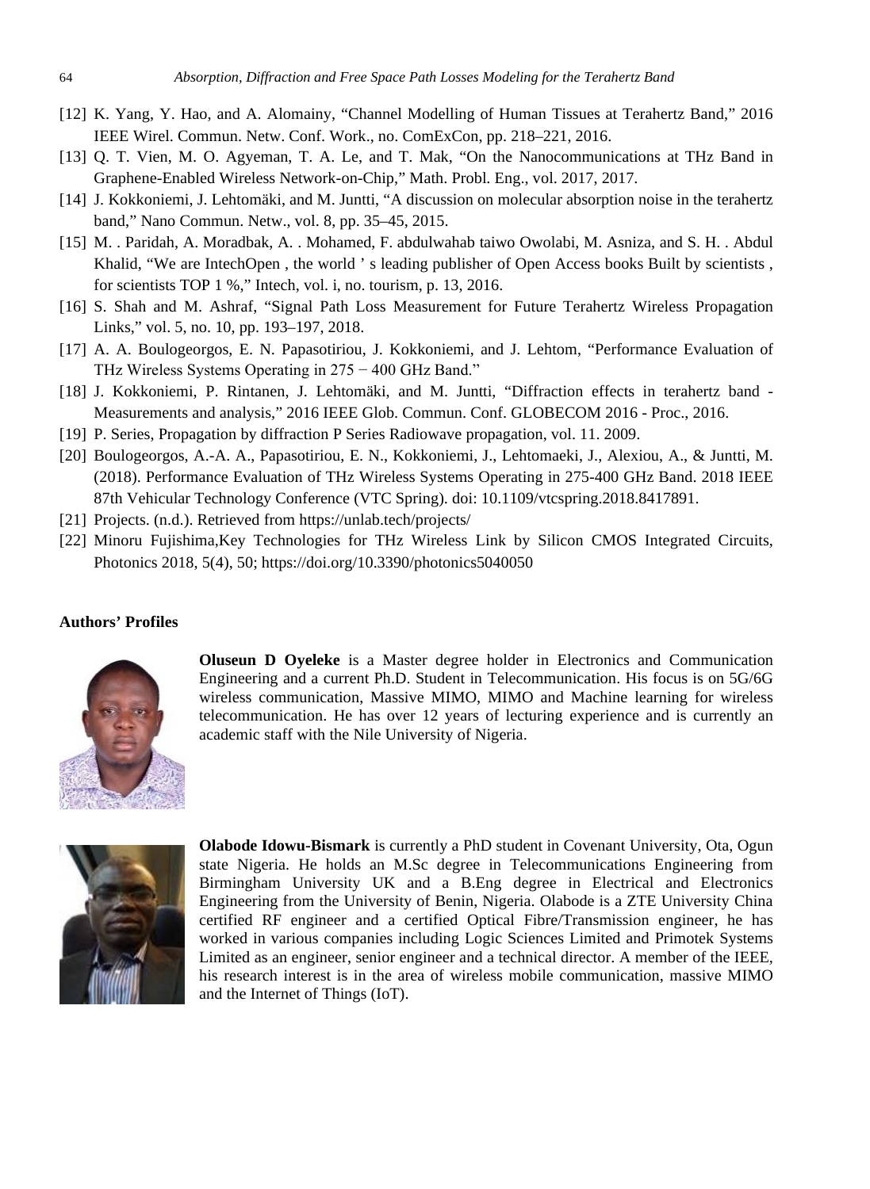[12] K. Yang, Y. Hao, and A. Alomainy, "Channel Modelling of Human Tissues at Terahertz Band," 2016 IEEE Wirel. Commun. Netw. Conf. Work., no. ComExCon, pp. 218–221, 2016.

[13] Q. T. Vien, M. O. Agyeman, T. A. Le, and T. Mak, "On the Nanocommunications at THz Band in Graphene-Enabled Wireless Network-on-Chip," Math. Probl. Eng., vol. 2017, 2017.

[14] J. Kokkoniemi, J. Lehtomäki, and M. Juntti, "A discussion on molecular absorption noise in the terahertz band," Nano Commun. Netw., vol. 8, pp. 35–45, 2015.

[15] M. . Paridah, A. Moradbak, A. . Mohamed, F. abdulwahab taiwo Owolabi, M. Asniza, and S. H. . Abdul Khalid, "We are IntechOpen , the world ' s leading publisher of Open Access books Built by scientists , for scientists TOP 1 %," Intech, vol. i, no. tourism, p. 13, 2016.

[16] S. Shah and M. Ashraf, "Signal Path Loss Measurement for Future Terahertz Wireless Propagation Links," vol. 5, no. 10, pp. 193–197, 2018.

[17] A. A. Boulogeorgos, E. N. Papasotiriou, J. Kokkoniemi, and J. Lehtom, "Performance Evaluation of THz Wireless Systems Operating in 275 − 400 GHz Band."

[18] J. Kokkoniemi, P. Rintanen, J. Lehtomäki, and M. Juntti, "Diffraction effects in terahertz band - Measurements and analysis," 2016 IEEE Glob. Commun. Conf. GLOBECOM 2016 - Proc., 2016.

[19] P. Series, Propagation by diffraction P Series Radiowave propagation, vol. 11. 2009.

[20] Boulogeorgos, A.-A. A., Papasotiriou, E. N., Kokkoniemi, J., Lehtomaeki, J., Alexiou, A., & Juntti, M. (2018). Performance Evaluation of THz Wireless Systems Operating in 275-400 GHz Band. 2018 IEEE 87th Vehicular Technology Conference (VTC Spring). doi: 10.1109/vtcspring.2018.8417891.

[21] Projects. (n.d.). Retrieved from https://unlab.tech/projects/

[22] Minoru Fujishima,Key Technologies for THz Wireless Link by Silicon CMOS Integrated Circuits, Photonics 2018, 5(4), 50; https://doi.org/10.3390/photonics5040050

**Authors' Profiles**

**Oluseun D Oyeleke** is a Master degree holder in Electronics and Communication Engineering and a current Ph.D. Student in Telecommunication. His focus is on 5G/6G wireless communication, Massive MIMO, MIMO and Machine learning for wireless telecommunication. He has over 12 years of lecturing experience and is currently an academic staff with the Nile University of Nigeria.

**Olabode Idowu-Bismark** is currently a PhD student in Covenant University, Ota, Ogun state Nigeria. He holds an M.Sc degree in Telecommunications Engineering from Birmingham University UK and a B.Eng degree in Electrical and Electronics Engineering from the University of Benin, Nigeria. Olabode is a ZTE University China certified RF engineer and a certified Optical Fibre/Transmission engineer, he has worked in various companies including Logic Sciences Limited and Primotek Systems Limited as an engineer, senior engineer and a technical director. A member of the IEEE, his research interest is in the area of wireless mobile communication, massive MIMO and the Internet of Things (IoT).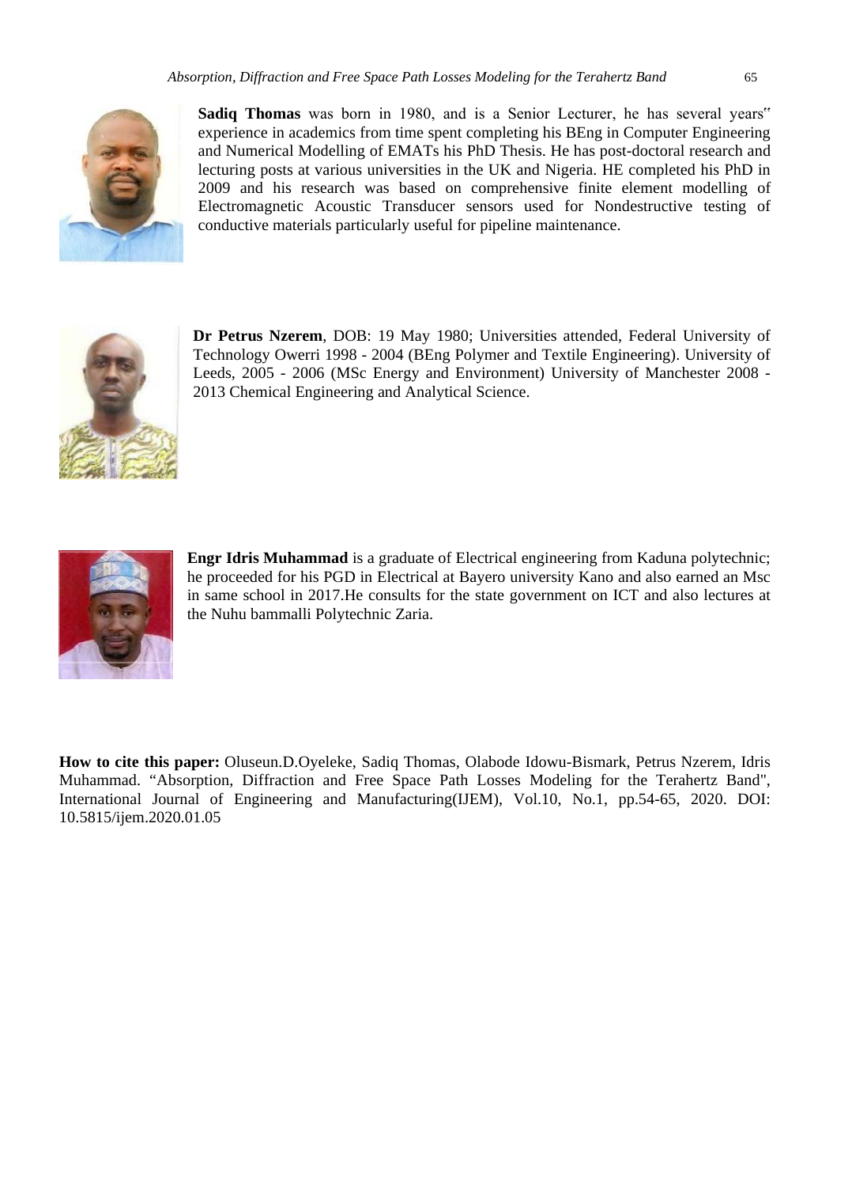**Sadiq Thomas** was born in 1980, and is a Senior Lecturer, he has several years" experience in academics from time spent completing his BEng in Computer Engineering and Numerical Modelling of EMATs his PhD Thesis. He has post-doctoral research and lecturing posts at various universities in the UK and Nigeria. HE completed his PhD in 2009 and his research was based on comprehensive finite element modelling of Electromagnetic Acoustic Transducer sensors used for Nondestructive testing of conductive materials particularly useful for pipeline maintenance.

**Dr Petrus Nzerem**, DOB: 19 May 1980; Universities attended, Federal University of Technology Owerri 1998 - 2004 (BEng Polymer and Textile Engineering). University of Leeds, 2005 - 2006 (MSc Energy and Environment) University of Manchester 2008 - 2013 Chemical Engineering and Analytical Science.

**Engr Idris Muhammad** is a graduate of Electrical engineering from Kaduna polytechnic; he proceeded for his PGD in Electrical at Bayero university Kano and also earned an Msc in same school in 2017.He consults for the state government on ICT and also lectures at the Nuhu bammalli Polytechnic Zaria.

**How to cite this paper:** Oluseun.D.Oyeleke, Sadiq Thomas, Olabode Idowu-Bismark, Petrus Nzerem, Idris Muhammad. "Absorption, Diffraction and Free Space Path Losses Modeling for the Terahertz Band", International Journal of Engineering and Manufacturing(IJEM), Vol.10, No.1, pp.54-65, 2020. DOI: 10.5815/ijem.2020.01.05